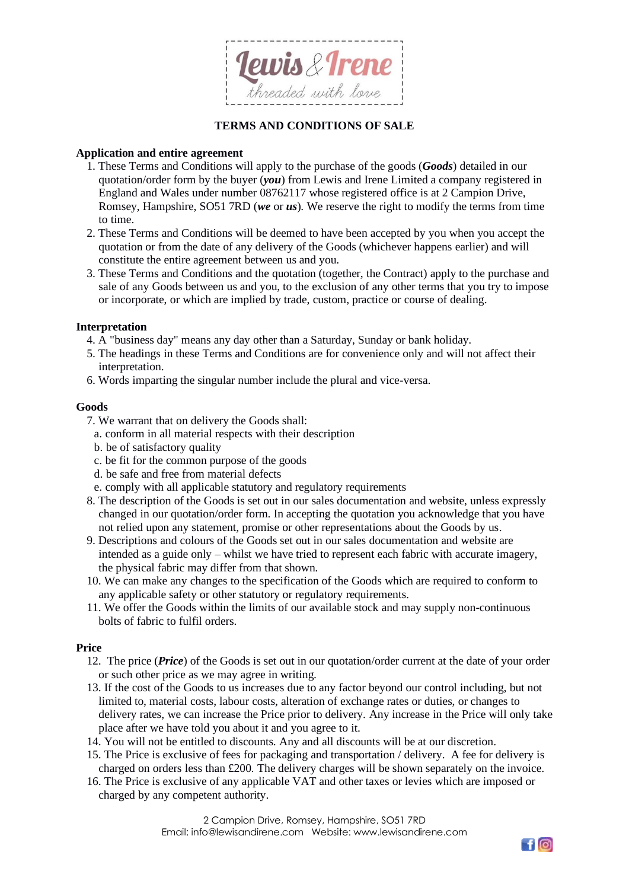# TERMS AND CONDITIONS OF SALE

### Application and entire agreement

1. These Terms and Conditions will apply to the purchase of the goods (***Goods***) detailed in our quotation/order form by the buyer (***you***) from Lewis and Irene Limited a company registered in England and Wales under number 08762117 whose registered office is at 2 Campion Drive, Romsey, Hampshire, SO51 7RD (***we*** or ***us***). We reserve the right to modify the terms from time to time.
2. These Terms and Conditions will be deemed to have been accepted by you when you accept the quotation or from the date of any delivery of the Goods (whichever happens earlier) and will constitute the entire agreement between us and you.
3. These Terms and Conditions and the quotation (together, the Contract) apply to the purchase and sale of any Goods between us and you, to the exclusion of any other terms that you try to impose or incorporate, or which are implied by trade, custom, practice or course of dealing.

### Interpretation

4. A "business day" means any day other than a Saturday, Sunday or bank holiday.
5. The headings in these Terms and Conditions are for convenience only and will not affect their interpretation.
6. Words imparting the singular number include the plural and vice-versa.

### Goods

7. We warrant that on delivery the Goods shall:
   a. conform in all material respects with their description
   b. be of satisfactory quality
   c. be fit for the common purpose of the goods
   d. be safe and free from material defects
   e. comply with all applicable statutory and regulatory requirements
8. The description of the Goods is set out in our sales documentation and website, unless expressly changed in our quotation/order form. In accepting the quotation you acknowledge that you have not relied upon any statement, promise or other representations about the Goods by us.
9. Descriptions and colours of the Goods set out in our sales documentation and website are intended as a guide only – whilst we have tried to represent each fabric with accurate imagery, the physical fabric may differ from that shown.
10. We can make any changes to the specification of the Goods which are required to conform to any applicable safety or other statutory or regulatory requirements.
11. We offer the Goods within the limits of our available stock and may supply non-continuous bolts of fabric to fulfil orders.

### Price

12. The price (***Price***) of the Goods is set out in our quotation/order current at the date of your order or such other price as we may agree in writing.
13. If the cost of the Goods to us increases due to any factor beyond our control including, but not limited to, material costs, labour costs, alteration of exchange rates or duties, or changes to delivery rates, we can increase the Price prior to delivery. Any increase in the Price will only take place after we have told you about it and you agree to it.
14. You will not be entitled to discounts. Any and all discounts will be at our discretion.
15. The Price is exclusive of fees for packaging and transportation / delivery. A fee for delivery is charged on orders less than £200. The delivery charges will be shown separately on the invoice.
16. The Price is exclusive of any applicable VAT and other taxes or levies which are imposed or charged by any competent authority.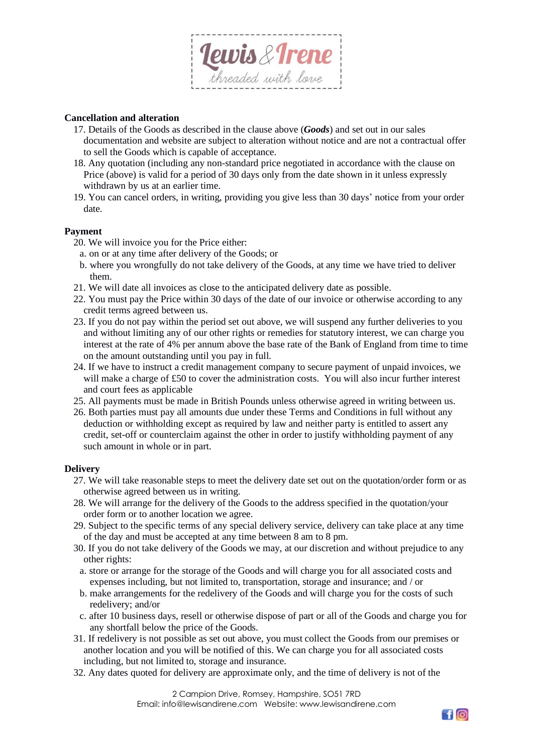**Cancellation and alteration**

17. Details of the Goods as described in the clause above (***Goods***) and set out in our sales documentation and website are subject to alteration without notice and are not a contractual offer to sell the Goods which is capable of acceptance.
18. Any quotation (including any non-standard price negotiated in accordance with the clause on Price (above) is valid for a period of 30 days only from the date shown in it unless expressly withdrawn by us at an earlier time.
19. You can cancel orders, in writing, providing you give less than 30 days' notice from your order date.

**Payment**

20. We will invoice you for the Price either:
    a. on or at any time after delivery of the Goods; or
    b. where you wrongfully do not take delivery of the Goods, at any time we have tried to deliver them.
21. We will date all invoices as close to the anticipated delivery date as possible.
22. You must pay the Price within 30 days of the date of our invoice or otherwise according to any credit terms agreed between us.
23. If you do not pay within the period set out above, we will suspend any further deliveries to you and without limiting any of our other rights or remedies for statutory interest, we can charge you interest at the rate of 4% per annum above the base rate of the Bank of England from time to time on the amount outstanding until you pay in full.
24. If we have to instruct a credit management company to secure payment of unpaid invoices, we will make a charge of £50 to cover the administration costs. You will also incur further interest and court fees as applicable
25. All payments must be made in British Pounds unless otherwise agreed in writing between us.
26. Both parties must pay all amounts due under these Terms and Conditions in full without any deduction or withholding except as required by law and neither party is entitled to assert any credit, set-off or counterclaim against the other in order to justify withholding payment of any such amount in whole or in part.

**Delivery**

27. We will take reasonable steps to meet the delivery date set out on the quotation/order form or as otherwise agreed between us in writing.
28. We will arrange for the delivery of the Goods to the address specified in the quotation/your order form or to another location we agree.
29. Subject to the specific terms of any special delivery service, delivery can take place at any time of the day and must be accepted at any time between 8 am to 8 pm.
30. If you do not take delivery of the Goods we may, at our discretion and without prejudice to any other rights:
    a. store or arrange for the storage of the Goods and will charge you for all associated costs and expenses including, but not limited to, transportation, storage and insurance; and / or
    b. make arrangements for the redelivery of the Goods and will charge you for the costs of such redelivery; and/or
    c. after 10 business days, resell or otherwise dispose of part or all of the Goods and charge you for any shortfall below the price of the Goods.
31. If redelivery is not possible as set out above, you must collect the Goods from our premises or another location and you will be notified of this. We can charge you for all associated costs including, but not limited to, storage and insurance.
32. Any dates quoted for delivery are approximate only, and the time of delivery is not of the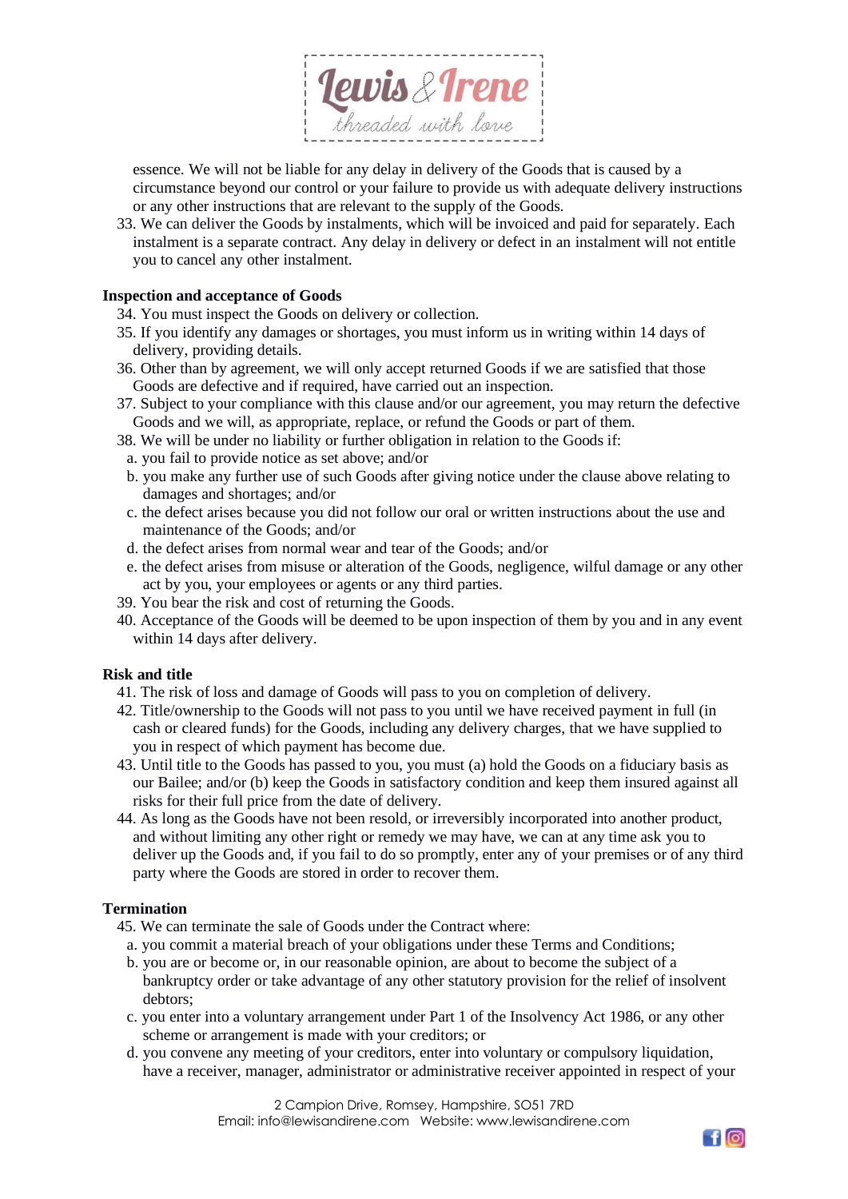essence. We will not be liable for any delay in delivery of the Goods that is caused by a circumstance beyond our control or your failure to provide us with adequate delivery instructions or any other instructions that are relevant to the supply of the Goods.

33. We can deliver the Goods by instalments, which will be invoiced and paid for separately. Each instalment is a separate contract. Any delay in delivery or defect in an instalment will not entitle you to cancel any other instalment.

**Inspection and acceptance of Goods**

34. You must inspect the Goods on delivery or collection.
35. If you identify any damages or shortages, you must inform us in writing within 14 days of delivery, providing details.
36. Other than by agreement, we will only accept returned Goods if we are satisfied that those Goods are defective and if required, have carried out an inspection.
37. Subject to your compliance with this clause and/or our agreement, you may return the defective Goods and we will, as appropriate, replace, or refund the Goods or part of them.
38. We will be under no liability or further obligation in relation to the Goods if:
    a. you fail to provide notice as set above; and/or
    b. you make any further use of such Goods after giving notice under the clause above relating to damages and shortages; and/or
    c. the defect arises because you did not follow our oral or written instructions about the use and maintenance of the Goods; and/or
    d. the defect arises from normal wear and tear of the Goods; and/or
    e. the defect arises from misuse or alteration of the Goods, negligence, wilful damage or any other act by you, your employees or agents or any third parties.
39. You bear the risk and cost of returning the Goods.
40. Acceptance of the Goods will be deemed to be upon inspection of them by you and in any event within 14 days after delivery.

**Risk and title**

41. The risk of loss and damage of Goods will pass to you on completion of delivery.
42. Title/ownership to the Goods will not pass to you until we have received payment in full (in cash or cleared funds) for the Goods, including any delivery charges, that we have supplied to you in respect of which payment has become due.
43. Until title to the Goods has passed to you, you must (a) hold the Goods on a fiduciary basis as our Bailee; and/or (b) keep the Goods in satisfactory condition and keep them insured against all risks for their full price from the date of delivery.
44. As long as the Goods have not been resold, or irreversibly incorporated into another product, and without limiting any other right or remedy we may have, we can at any time ask you to deliver up the Goods and, if you fail to do so promptly, enter any of your premises or of any third party where the Goods are stored in order to recover them.

**Termination**

45. We can terminate the sale of Goods under the Contract where:
    a. you commit a material breach of your obligations under these Terms and Conditions;
    b. you are or become or, in our reasonable opinion, are about to become the subject of a bankruptcy order or take advantage of any other statutory provision for the relief of insolvent debtors;
    c. you enter into a voluntary arrangement under Part 1 of the Insolvency Act 1986, or any other scheme or arrangement is made with your creditors; or
    d. you convene any meeting of your creditors, enter into voluntary or compulsory liquidation, have a receiver, manager, administrator or administrative receiver appointed in respect of your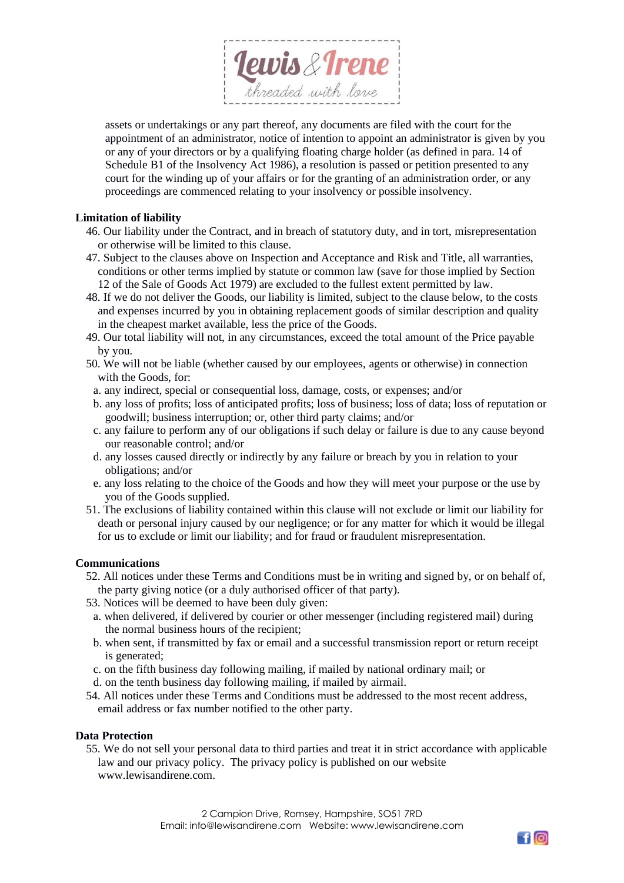assets or undertakings or any part thereof, any documents are filed with the court for the appointment of an administrator, notice of intention to appoint an administrator is given by you or any of your directors or by a qualifying floating charge holder (as defined in para. 14 of Schedule B1 of the Insolvency Act 1986), a resolution is passed or petition presented to any court for the winding up of your affairs or for the granting of an administration order, or any proceedings are commenced relating to your insolvency or possible insolvency.

**Limitation of liability**

46. Our liability under the Contract, and in breach of statutory duty, and in tort, misrepresentation or otherwise will be limited to this clause.
47. Subject to the clauses above on Inspection and Acceptance and Risk and Title, all warranties, conditions or other terms implied by statute or common law (save for those implied by Section 12 of the Sale of Goods Act 1979) are excluded to the fullest extent permitted by law.
48. If we do not deliver the Goods, our liability is limited, subject to the clause below, to the costs and expenses incurred by you in obtaining replacement goods of similar description and quality in the cheapest market available, less the price of the Goods.
49. Our total liability will not, in any circumstances, exceed the total amount of the Price payable by you.
50. We will not be liable (whether caused by our employees, agents or otherwise) in connection with the Goods, for:
    a. any indirect, special or consequential loss, damage, costs, or expenses; and/or
    b. any loss of profits; loss of anticipated profits; loss of business; loss of data; loss of reputation or goodwill; business interruption; or, other third party claims; and/or
    c. any failure to perform any of our obligations if such delay or failure is due to any cause beyond our reasonable control; and/or
    d. any losses caused directly or indirectly by any failure or breach by you in relation to your obligations; and/or
    e. any loss relating to the choice of the Goods and how they will meet your purpose or the use by you of the Goods supplied.
51. The exclusions of liability contained within this clause will not exclude or limit our liability for death or personal injury caused by our negligence; or for any matter for which it would be illegal for us to exclude or limit our liability; and for fraud or fraudulent misrepresentation.

**Communications**

52. All notices under these Terms and Conditions must be in writing and signed by, or on behalf of, the party giving notice (or a duly authorised officer of that party).
53. Notices will be deemed to have been duly given:
    a. when delivered, if delivered by courier or other messenger (including registered mail) during the normal business hours of the recipient;
    b. when sent, if transmitted by fax or email and a successful transmission report or return receipt is generated;
    c. on the fifth business day following mailing, if mailed by national ordinary mail; or
    d. on the tenth business day following mailing, if mailed by airmail.
54. All notices under these Terms and Conditions must be addressed to the most recent address, email address or fax number notified to the other party.

**Data Protection**

55. We do not sell your personal data to third parties and treat it in strict accordance with applicable law and our privacy policy. The privacy policy is published on our website www.lewisandirene.com.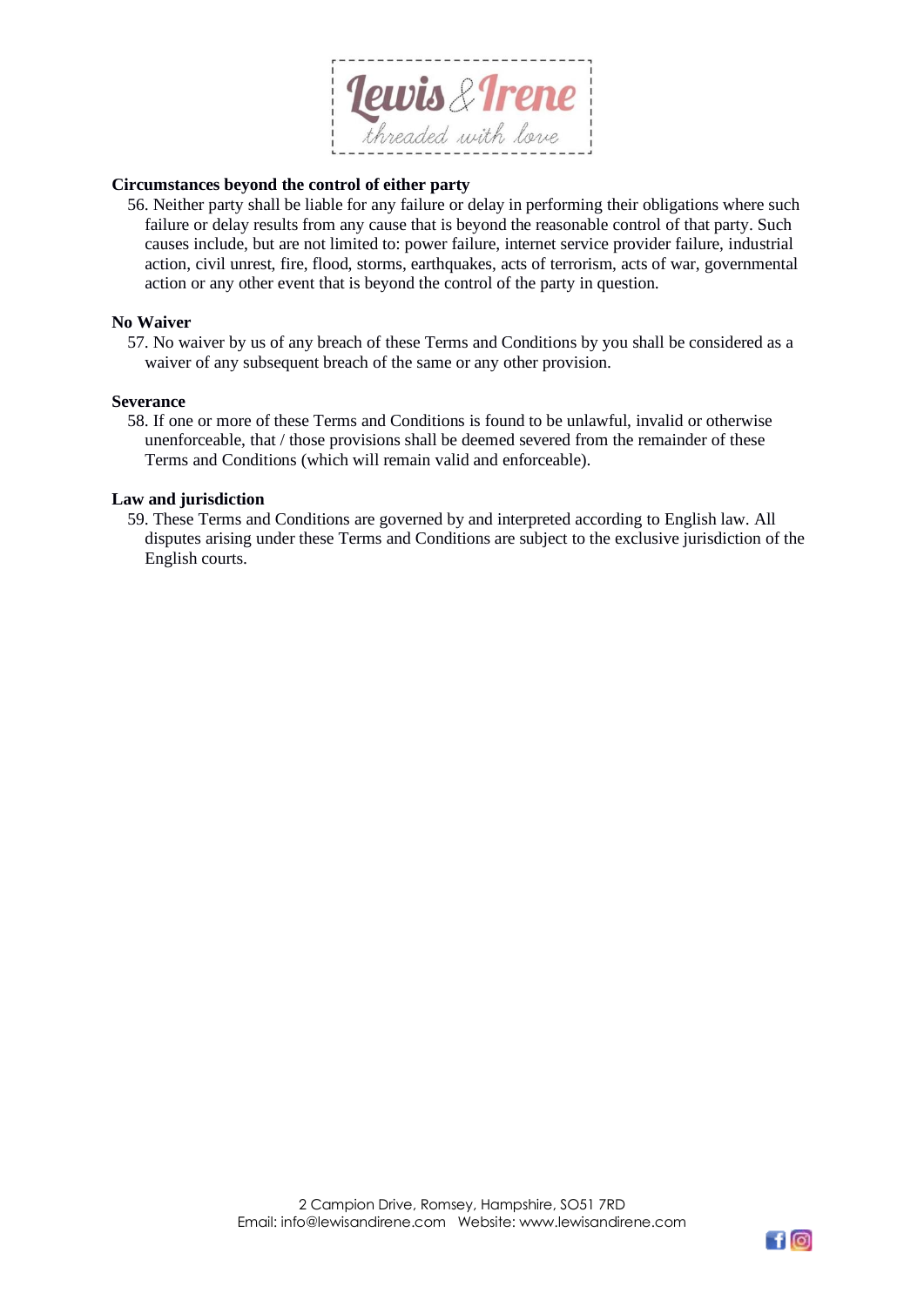**Circumstances beyond the control of either party**

56. Neither party shall be liable for any failure or delay in performing their obligations where such failure or delay results from any cause that is beyond the reasonable control of that party. Such causes include, but are not limited to: power failure, internet service provider failure, industrial action, civil unrest, fire, flood, storms, earthquakes, acts of terrorism, acts of war, governmental action or any other event that is beyond the control of the party in question.

**No Waiver**

57. No waiver by us of any breach of these Terms and Conditions by you shall be considered as a waiver of any subsequent breach of the same or any other provision.

**Severance**

58. If one or more of these Terms and Conditions is found to be unlawful, invalid or otherwise unenforceable, that / those provisions shall be deemed severed from the remainder of these Terms and Conditions (which will remain valid and enforceable).

**Law and jurisdiction**

59. These Terms and Conditions are governed by and interpreted according to English law. All disputes arising under these Terms and Conditions are subject to the exclusive jurisdiction of the English courts.